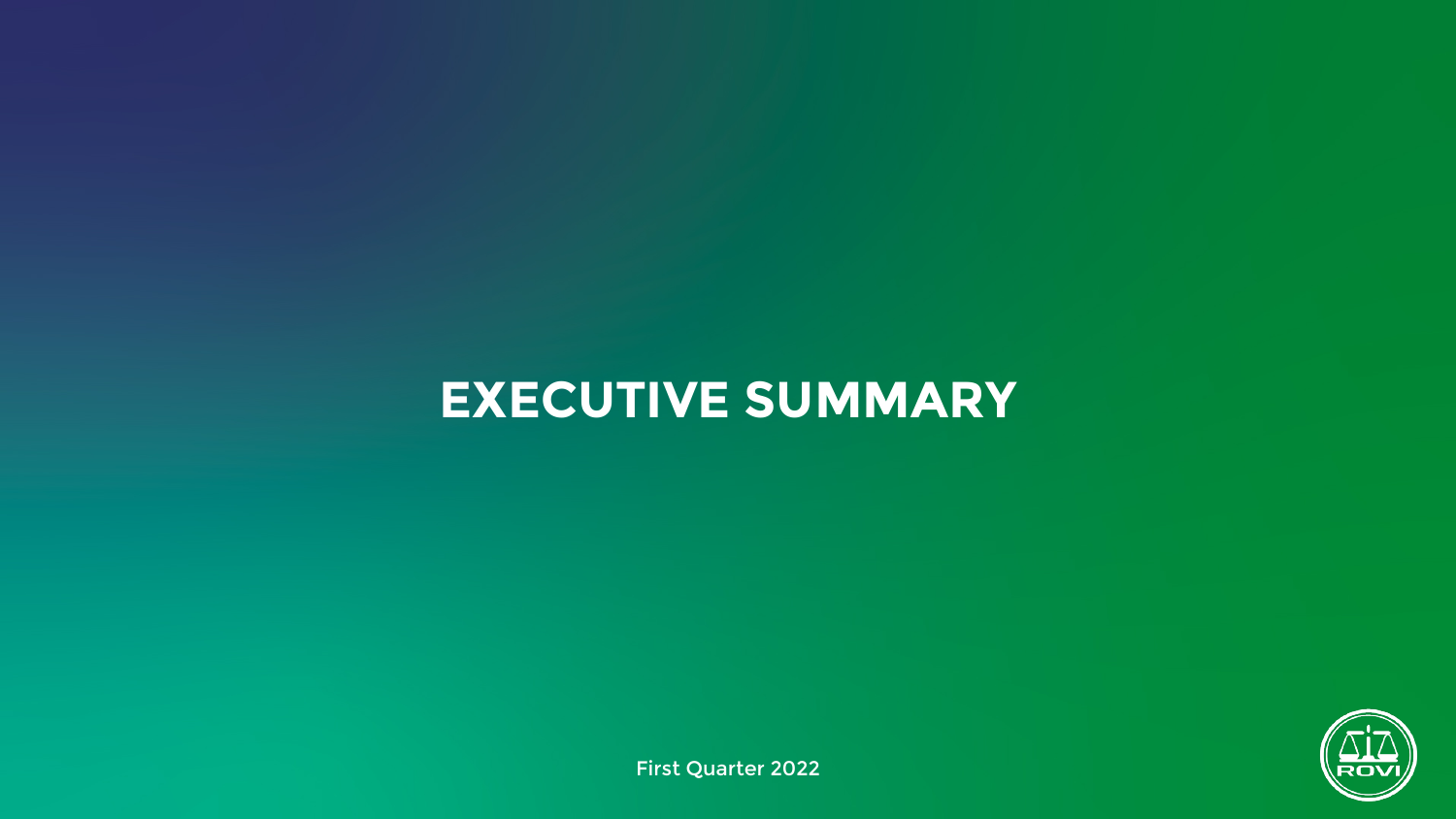# EXECUTIVE SUMMARY

First Quarter 2022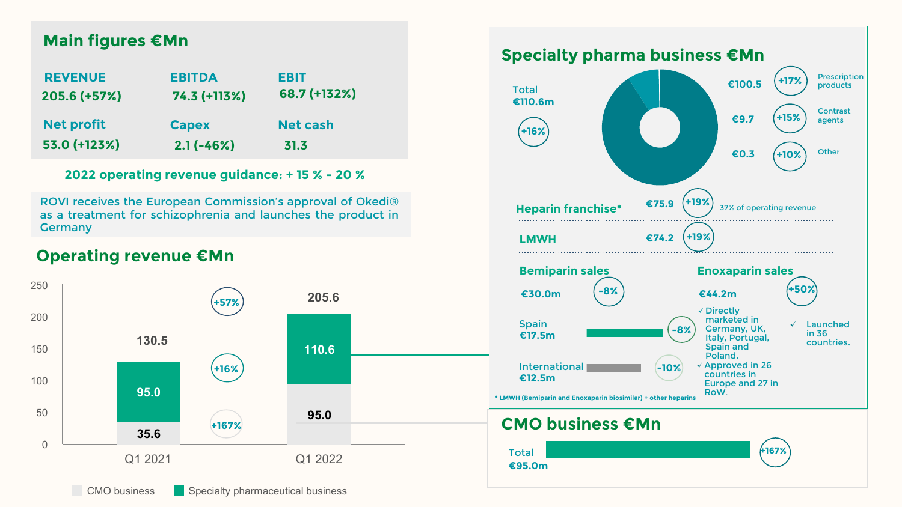## Main figures €Mn

| REVENUE | EBITDA | EBIT |
|---|---|---|
| 205.6 (+57%) | 74.3 (+113%) | 68.7 (+132%) |
| **Net profit** | **Capex** | **Net cash** |
| 53.0 (+123%) | 2.1 (-46%) | 31.3 |

**2022 operating revenue guidance: + 15 % - 20 %**

ROVI receives the European Commission's approval of Okedi® as a treatment for schizophrenia and launches the product in Germany

## Operating revenue €Mn

| | Q1 2021 | Q1 2022 | Change |
|---|---|---|---|
| Specialty pharmaceutical business | 95.0 | 110.6 | +16% |
| CMO business | 35.6 | 95.0 | +167% |
| Total | 130.5 | 205.6 | +57% |

## Specialty pharma business €Mn

Total €110.6m (+16%)

- €100.5 (+17%) Prescription products
- €9.7 (+15%) Contrast agents
- €0.3 (+10%) Other

**Heparin franchise*** €75.9 (+19%) 37% of operating revenue

**LMWH** €74.2 (+19%)

**Bemiparin sales**

€30.0m (-8%)

- Spain €17.5m (-8%)
- International €12.5m (-10%)

**Enoxaparin sales**

€44.2m (+50%)

- ✓ Directly marketed in Germany, UK, Italy, Portugal, Spain and Poland.
- ✓ Approved in 26 countries in Europe and 27 in RoW.
- ✓ Launched in 36 countries.

* LMWH (Bemiparin and Enoxaparin biosimilar) + other heparins

## CMO business €Mn

Total €95.0m (+167%)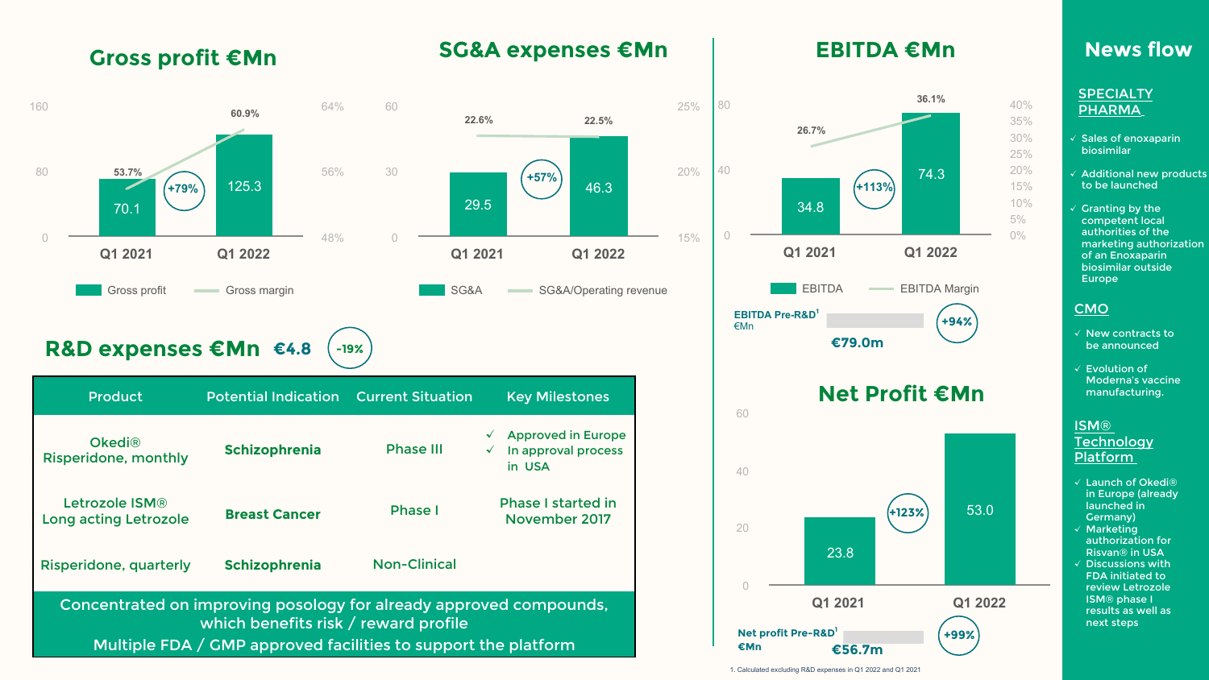## Gross profit €Mn

160
80
0
64%
56%
48%

53.7%
60.9%
70.1
125.3
+79%
Q1 2021
Q1 2022

Gross profit
Gross margin

## SG&A expenses €Mn

60
30
0
25%
20%
15%

22.6%
22.5%
29.5
46.3
+57%
Q1 2021
Q1 2022

SG&A
SG&A/Operating revenue

## EBITDA €Mn

80
40
0
40%
35%
30%
25%
20%
15%
10%
5%
0%

26.7%
36.1%
34.8
74.3
+113%
Q1 2021
Q1 2022

EBITDA
EBITDA Margin

EBITDA Pre-R&D[1] €Mn
€79.0m
+94%

## R&D expenses €Mn €4.8 -19%

| Product | Potential Indication | Current Situation | Key Milestones |
|---|---|---|---|
| Okedi® Risperidone, monthly | **Schizophrenia** | Phase III | ✓ Approved in Europe<br>✓ In approval process in USA |
| Letrozole ISM® Long acting Letrozole | **Breast Cancer** | Phase I | Phase I started in November 2017 |
| Risperidone, quarterly | **Schizophrenia** | Non-Clinical | |

Concentrated on improving posology for already approved compounds, which benefits risk / reward profile

Multiple FDA / GMP approved facilities to support the platform

## Net Profit €Mn

60
40
20
0

23.8
53.0
+123%
Q1 2021
Q1 2022

Net profit Pre-R&D[1] €Mn
€56.7m
+99%

1. Calculated excluding R&D expenses in Q1 2022 and Q1 2021

## News flow

### SPECIALTY PHARMA

- ✓ Sales of enoxaparin biosimilar
- ✓ Additional new products to be launched
- ✓ Granting by the competent local authorities of the marketing authorization of an Enoxaparin biosimilar outside Europe

### CMO

- ✓ New contracts to be announced
- ✓ Evolution of Moderna's vaccine manufacturing.

### ISM® Technology Platform

- ✓ Launch of Okedi® in Europe (already launched in Germany)
- ✓ Marketing authorization for Risvan® in USA
- ✓ Discussions with FDA initiated to review Letrozole ISM® phase I results as well as next steps